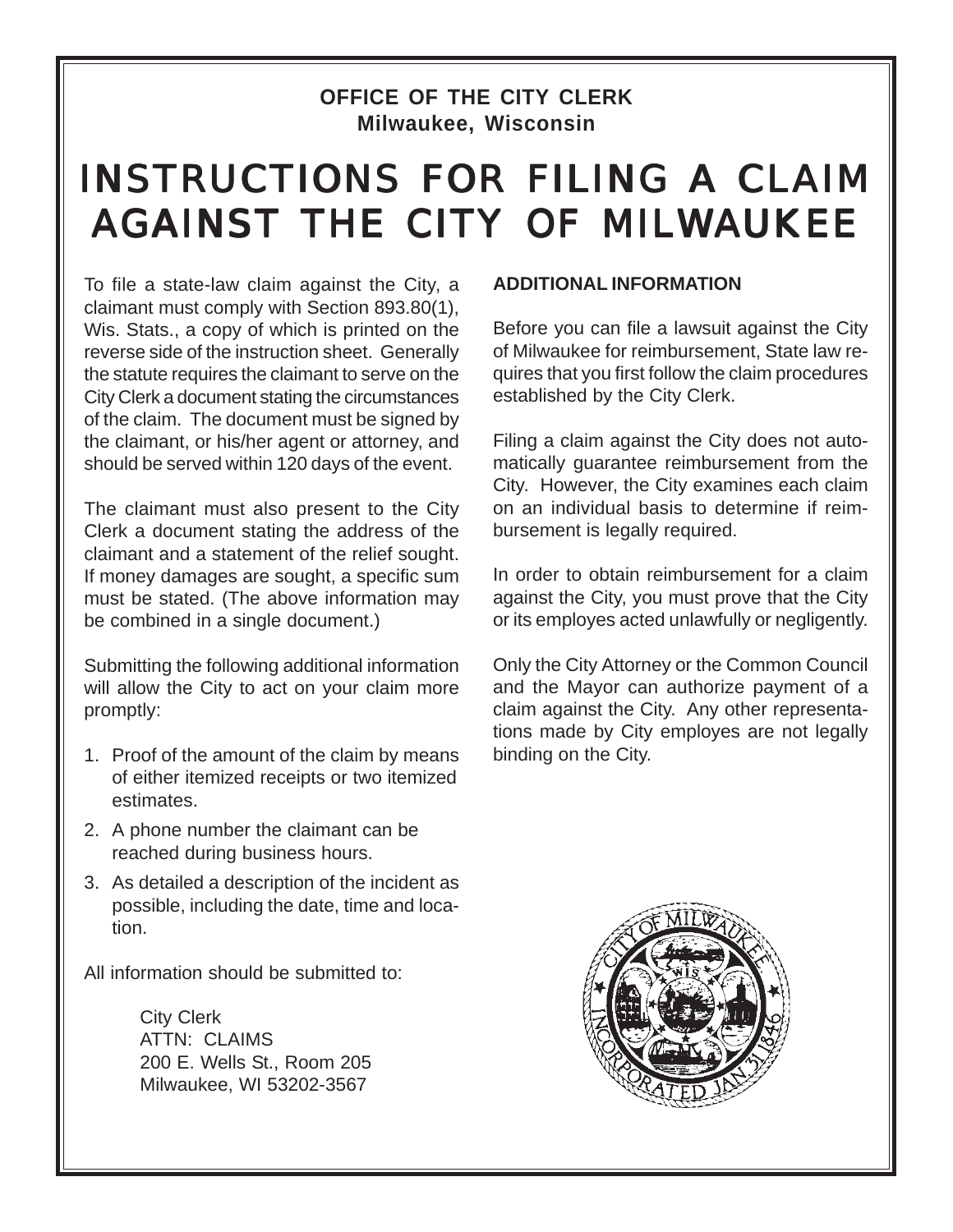**OFFICE OF THE CITY CLERK**
**Milwaukee, Wisconsin**

# INSTRUCTIONS FOR FILING A CLAIM AGAINST THE CITY OF MILWAUKEE

To file a state-law claim against the City, a claimant must comply with Section 893.80(1), Wis. Stats., a copy of which is printed on the reverse side of the instruction sheet. Generally the statute requires the claimant to serve on the City Clerk a document stating the circumstances of the claim. The document must be signed by the claimant, or his/her agent or attorney, and should be served within 120 days of the event.

The claimant must also present to the City Clerk a document stating the address of the claimant and a statement of the relief sought. If money damages are sought, a specific sum must be stated. (The above information may be combined in a single document.)

Submitting the following additional information will allow the City to act on your claim more promptly:

1. Proof of the amount of the claim by means of either itemized receipts or two itemized estimates.
2. A phone number the claimant can be reached during business hours.
3. As detailed a description of the incident as possible, including the date, time and location.

All information should be submitted to:

City Clerk
ATTN: CLAIMS
200 E. Wells St., Room 205
Milwaukee, WI 53202-3567

**ADDITIONAL INFORMATION**

Before you can file a lawsuit against the City of Milwaukee for reimbursement, State law requires that you first follow the claim procedures established by the City Clerk.

Filing a claim against the City does not automatically guarantee reimbursement from the City. However, the City examines each claim on an individual basis to determine if reimbursement is legally required.

In order to obtain reimbursement for a claim against the City, you must prove that the City or its employes acted unlawfully or negligently.

Only the City Attorney or the Common Council and the Mayor can authorize payment of a claim against the City. Any other representations made by City employes are not legally binding on the City.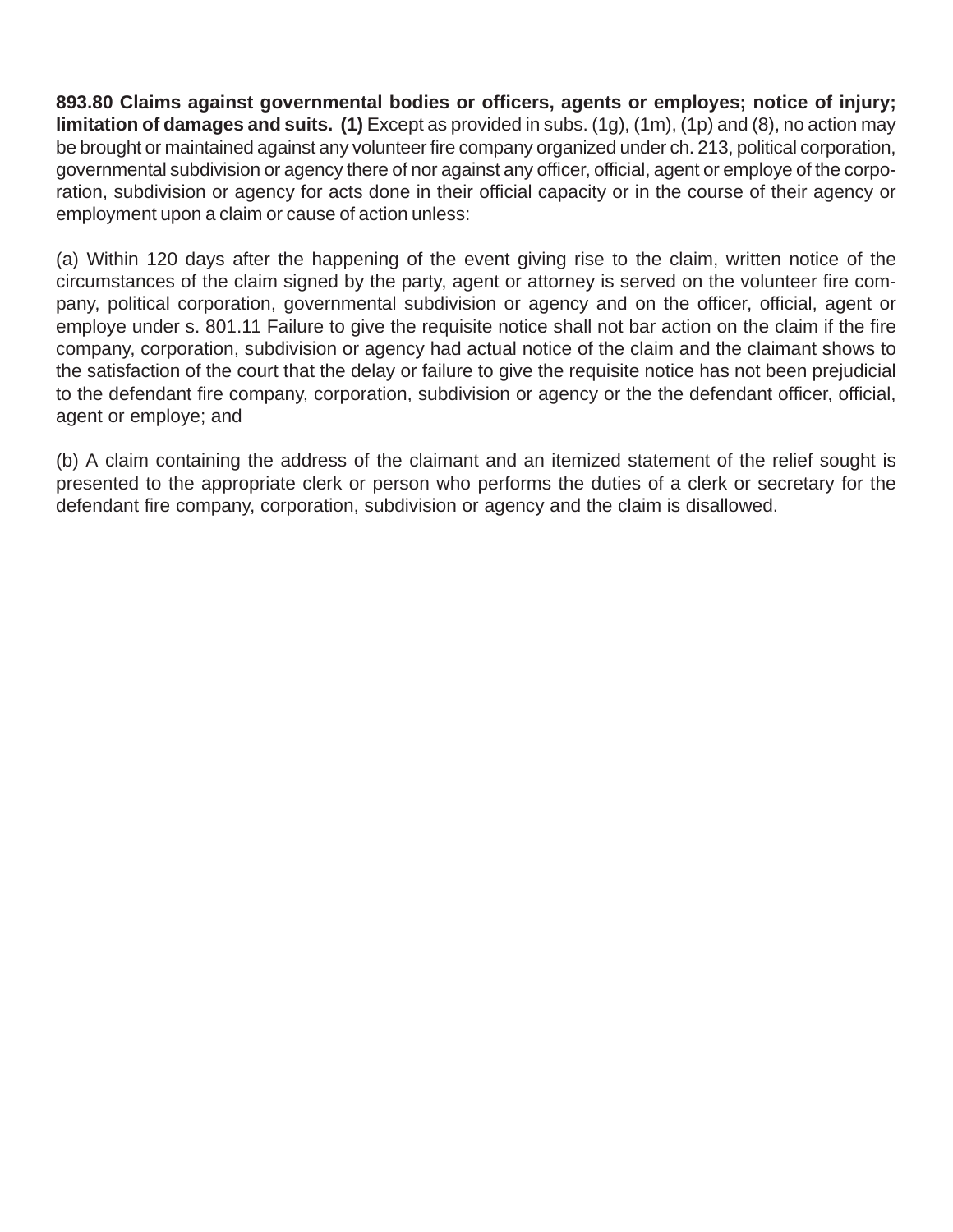**893.80 Claims against governmental bodies or officers, agents or employes; notice of injury; limitation of damages and suits. (1)** Except as provided in subs. (1g), (1m), (1p) and (8), no action may be brought or maintained against any volunteer fire company organized under ch. 213, political corporation, governmental subdivision or agency there of nor against any officer, official, agent or employe of the corporation, subdivision or agency for acts done in their official capacity or in the course of their agency or employment upon a claim or cause of action unless:

(a) Within 120 days after the happening of the event giving rise to the claim, written notice of the circumstances of the claim signed by the party, agent or attorney is served on the volunteer fire company, political corporation, governmental subdivision or agency and on the officer, official, agent or employe under s. 801.11 Failure to give the requisite notice shall not bar action on the claim if the fire company, corporation, subdivision or agency had actual notice of the claim and the claimant shows to the satisfaction of the court that the delay or failure to give the requisite notice has not been prejudicial to the defendant fire company, corporation, subdivision or agency or the the defendant officer, official, agent or employe; and

(b) A claim containing the address of the claimant and an itemized statement of the relief sought is presented to the appropriate clerk or person who performs the duties of a clerk or secretary for the defendant fire company, corporation, subdivision or agency and the claim is disallowed.